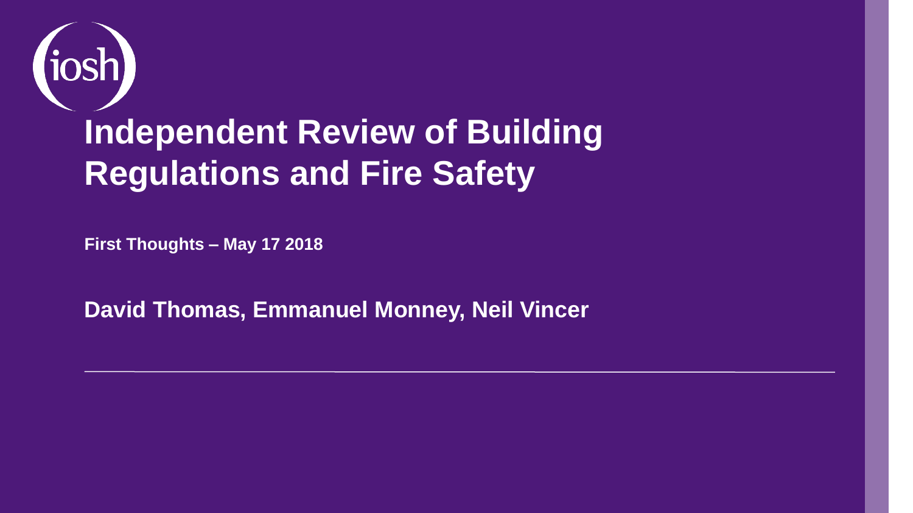(iosh)

# Independent Review of Building Regulations and Fire Safety

**First Thoughts – May 17 2018**

**David Thomas, Emmanuel Monney, Neil Vincer**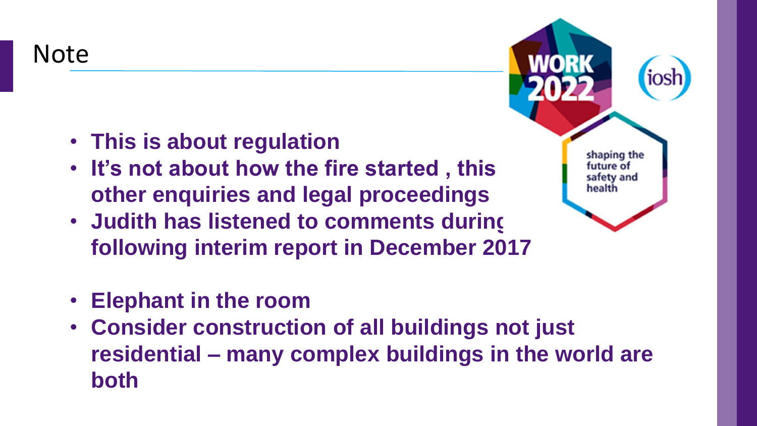# Note

- This is about regulation
- It's not about how the fire started , this other enquiries and legal proceedings
- Judith has listened to comments during following interim report in December 2017
- Elephant in the room
- Consider construction of all buildings not just residential – many complex buildings in the world are both

WORK 2022

iosh

shaping the future of safety and health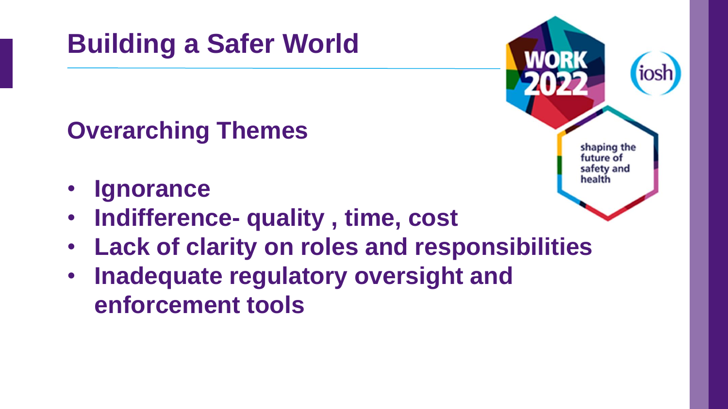# Building a Safer World

## Overarching Themes

- **Ignorance**
- **Indifference- quality , time, cost**
- **Lack of clarity on roles and responsibilities**
- **Inadequate regulatory oversight and enforcement tools**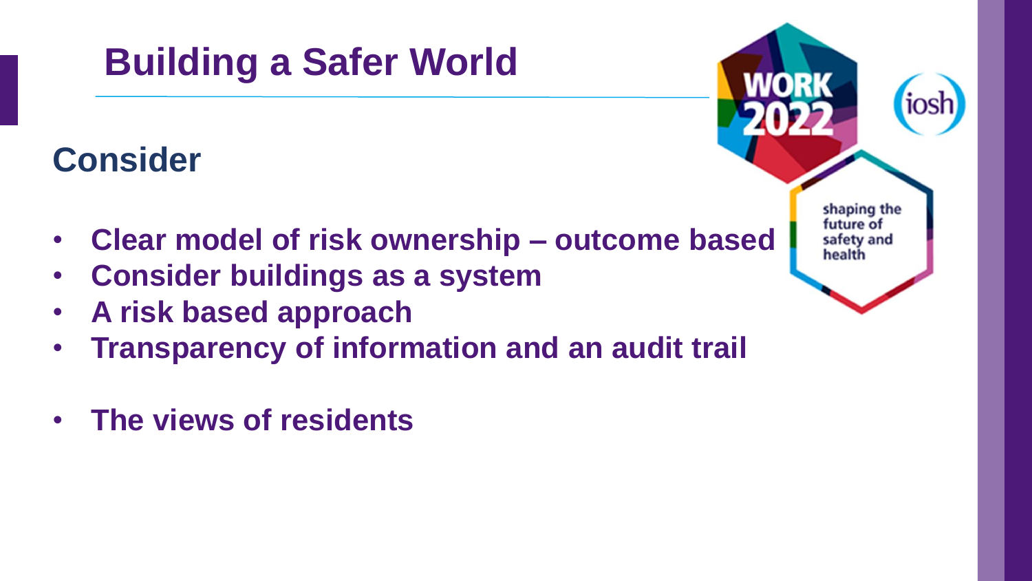# Building a Safer World

## Consider

- **Clear model of risk ownership – outcome based**
- **Consider buildings as a system**
- **A risk based approach**
- **Transparency of information and an audit trail**
- **The views of residents**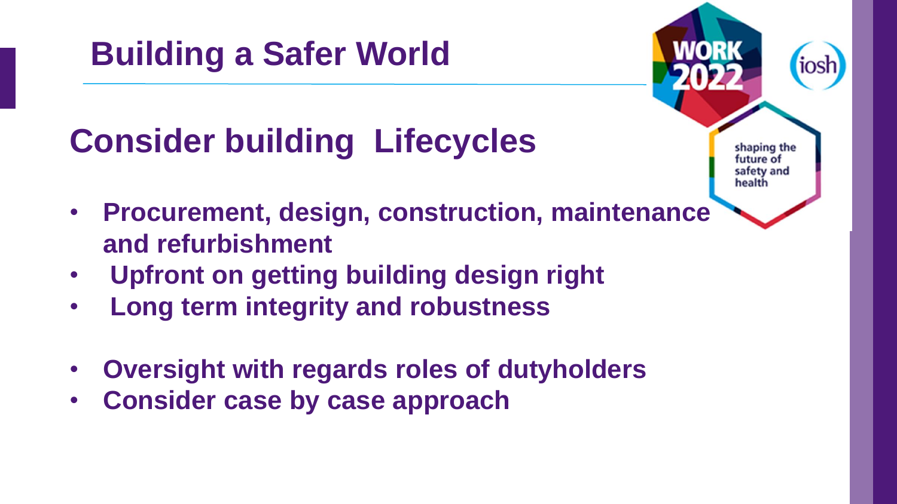# Building a Safer World

## Consider building Lifecycles

- **Procurement, design, construction, maintenance and refurbishment**
- **Upfront on getting building design right**
- **Long term integrity and robustness**

- **Oversight with regards roles of dutyholders**
- **Consider case by case approach**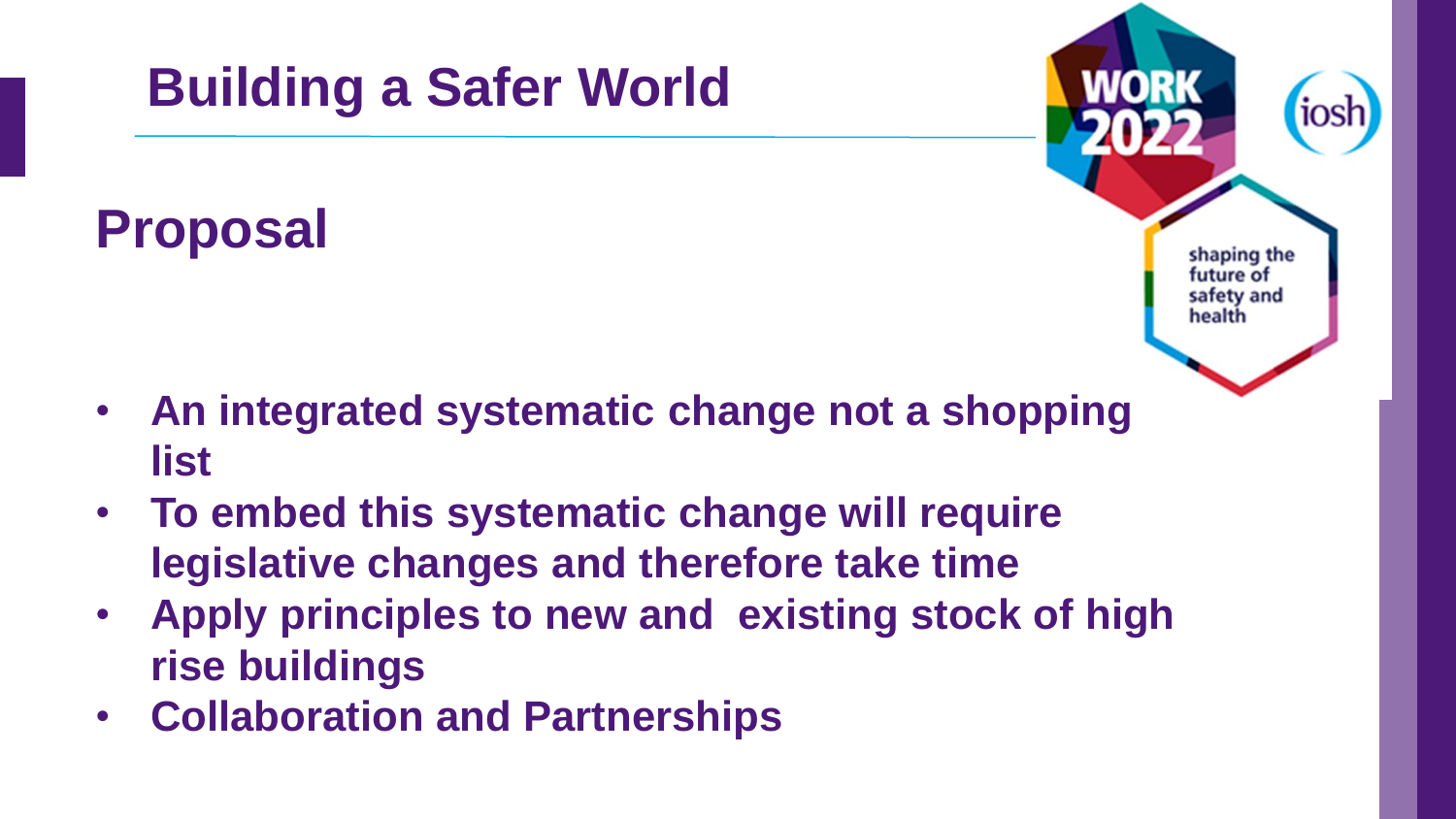# Building a Safer World

## Proposal

- **An integrated systematic change not a shopping list**
- **To embed this systematic change will require legislative changes and therefore take time**
- **Apply principles to new and existing stock of high rise buildings**
- **Collaboration and Partnerships**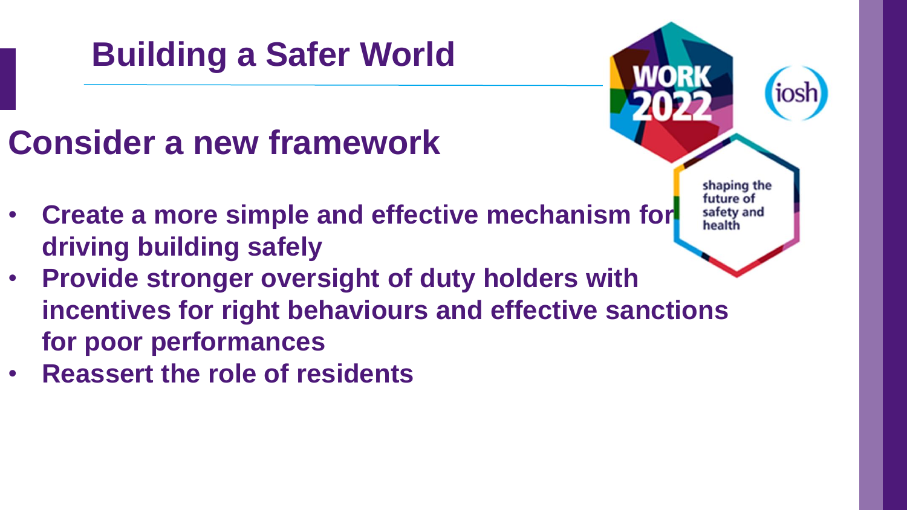# Building a Safer World

## Consider a new framework

- **Create a more simple and effective mechanism for driving building safely**
- **Provide stronger oversight of duty holders with incentives for right behaviours and effective sanctions for poor performances**
- **Reassert the role of residents**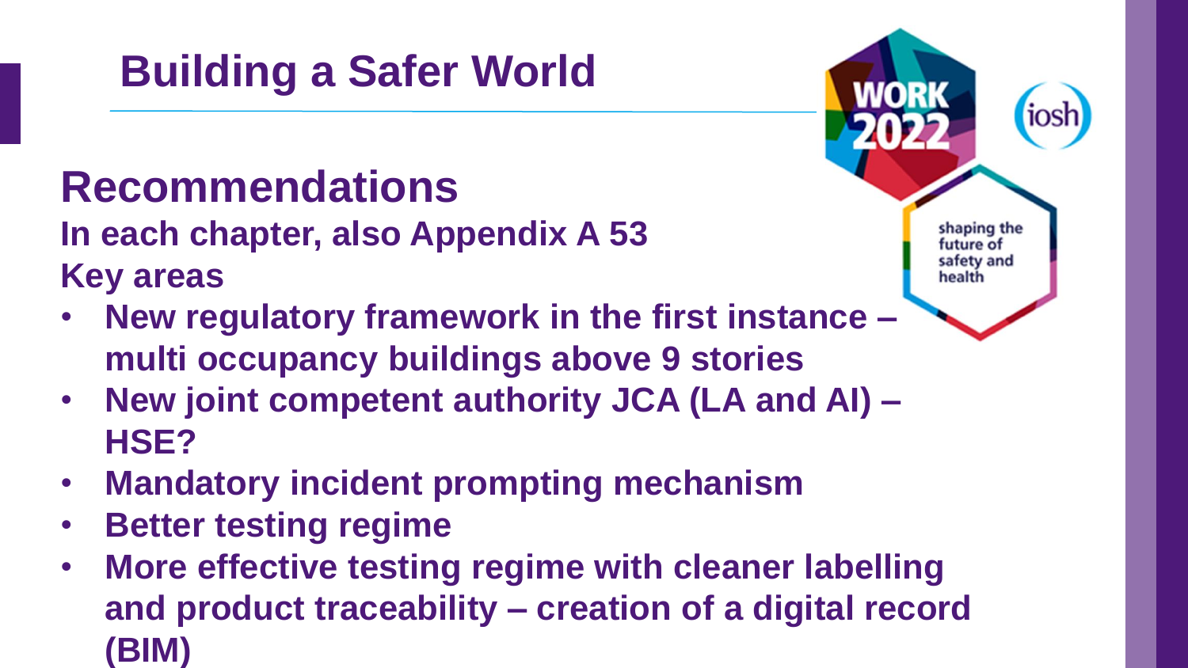# Building a Safer World

## Recommendations

**In each chapter, also Appendix A 53**

**Key areas**

- **New regulatory framework in the first instance – multi occupancy buildings above 9 stories**
- **New joint competent authority JCA (LA and AI) – HSE?**
- **Mandatory incident prompting mechanism**
- **Better testing regime**
- **More effective testing regime with cleaner labelling and product traceability – creation of a digital record (BIM)**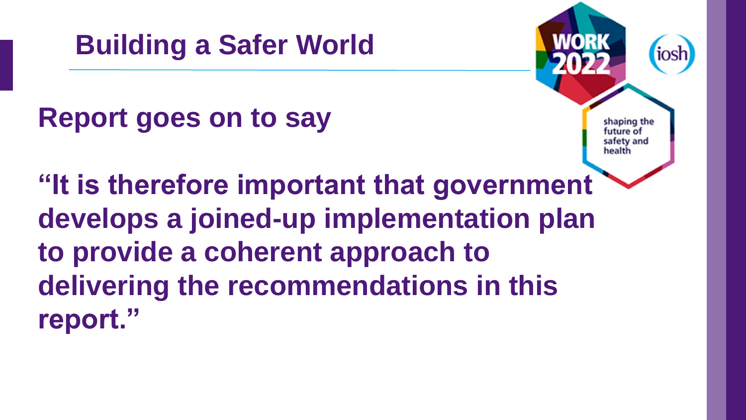# Building a Safer World

**Report goes on to say**

**"It is therefore important that government develops a joined-up implementation plan to provide a coherent approach to delivering the recommendations in this report."**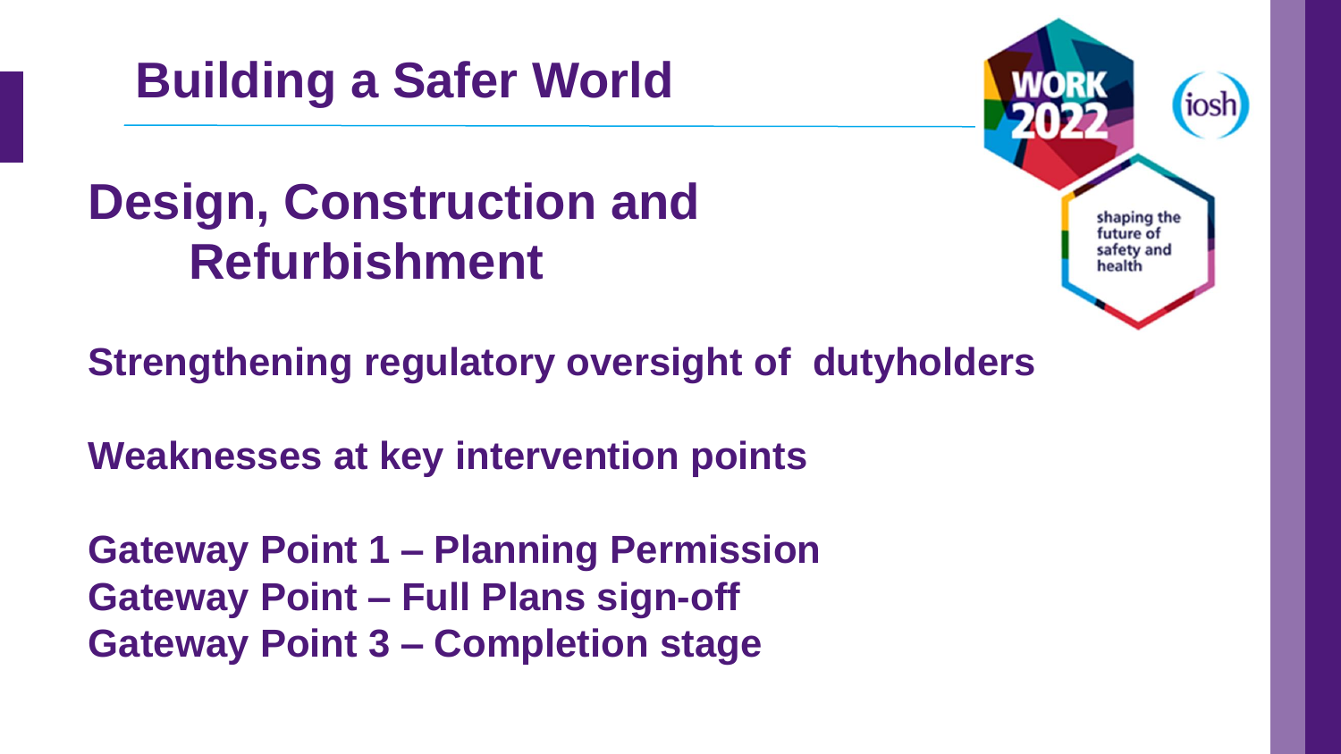# Building a Safer World

## Design, Construction and Refurbishment

**Strengthening regulatory oversight of dutyholders**

**Weaknesses at key intervention points**

**Gateway Point 1 – Planning Permission**
**Gateway Point – Full Plans sign-off**
**Gateway Point 3 – Completion stage**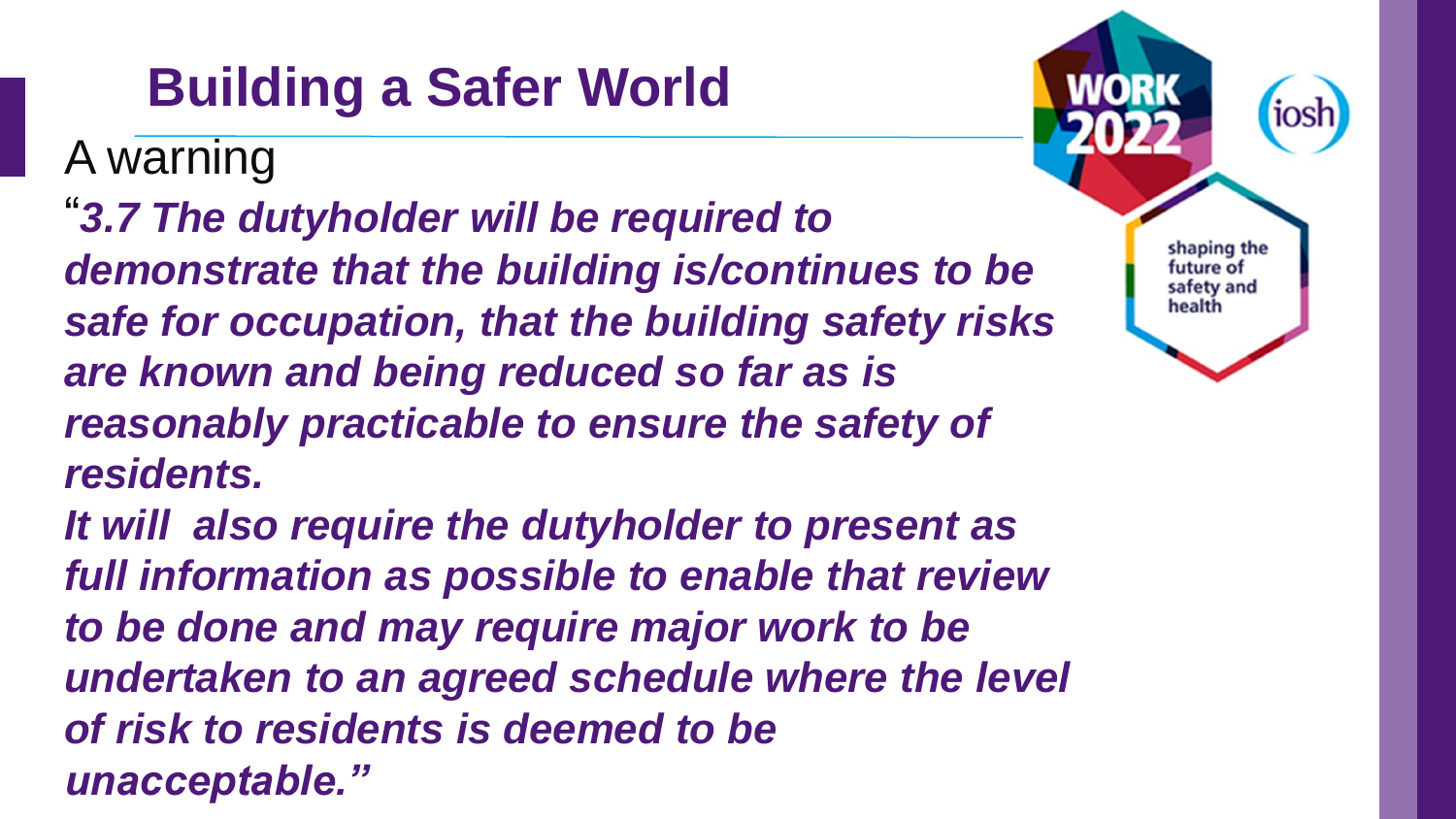# Building a Safer World

A warning

"*3.7 The dutyholder will be required to demonstrate that the building is/continues to be safe for occupation, that the building safety risks are known and being reduced so far as is reasonably practicable to ensure the safety of residents.*

*It will also require the dutyholder to present as full information as possible to enable that review to be done and may require major work to be undertaken to an agreed schedule where the level of risk to residents is deemed to be unacceptable."*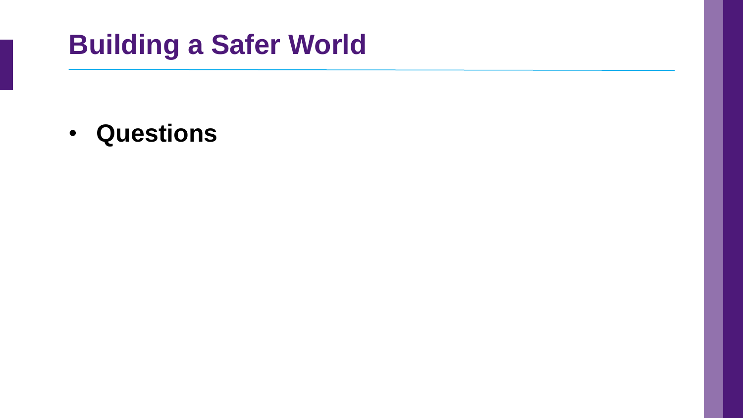# Building a Safer World

- **Questions**